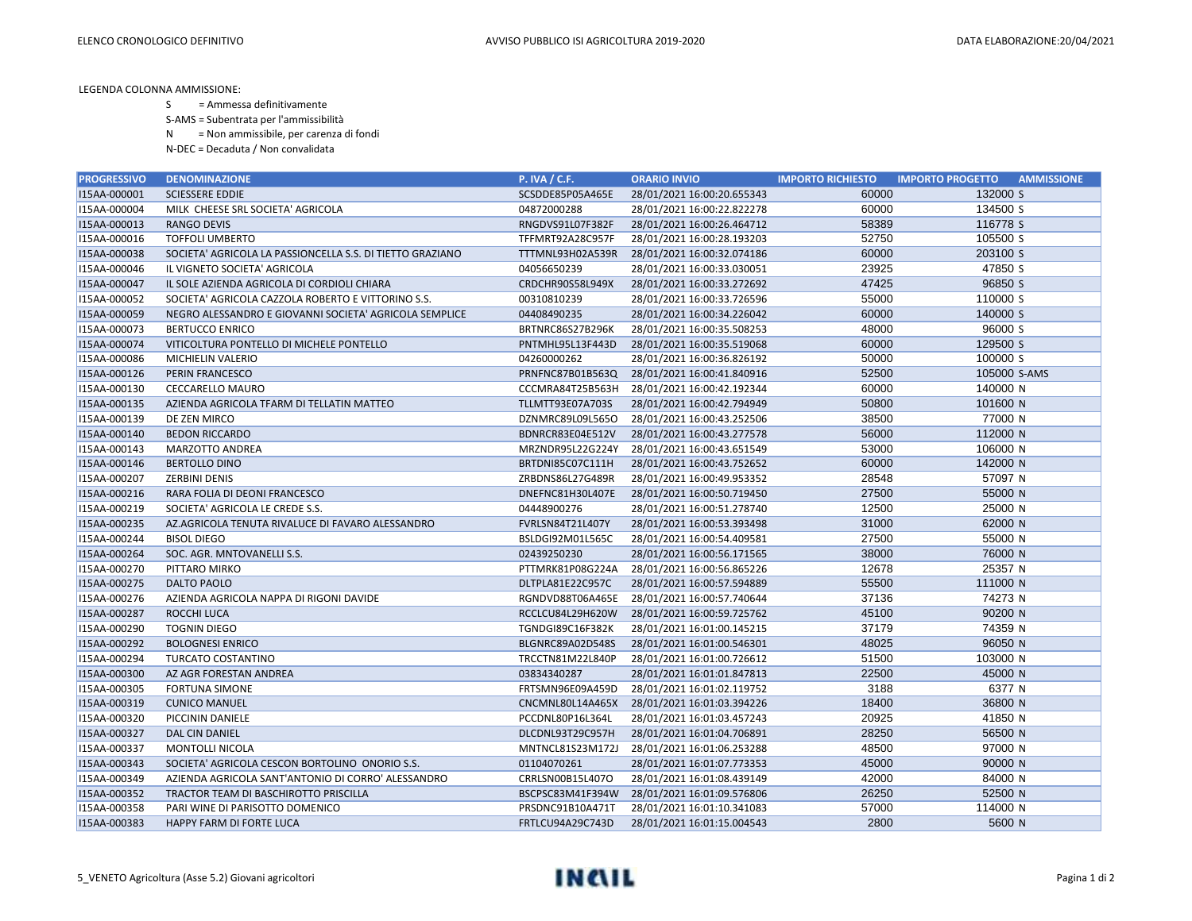LEGENDA COLONNA AMMISSIONE:

S = Ammessa definitivamente

S-AMS = Subentrata per l'ammissibilità

N = Non ammissibile, per carenza di fondi

N-DEC = Decaduta / Non convalidata

| PROGRESSIVO | DENOMINAZIONE | P. IVA / C.F. | ORARIO INVIO | IMPORTO RICHIESTO | IMPORTO PROGETTO | AMMISSIONE |
|---|---|---|---|---|---|---|
| I15AA-000001 | SCIESSERE EDDIE | SCSDDE85P05A465E | 28/01/2021 16:00:20.655343 | 60000 | 132000 | S |
| I15AA-000004 | MILK CHEESE SRL SOCIETA' AGRICOLA | 04872000288 | 28/01/2021 16:00:22.822278 | 60000 | 134500 | S |
| I15AA-000013 | RANGO DEVIS | RNGDVS91L07F382F | 28/01/2021 16:00:26.464712 | 58389 | 116778 | S |
| I15AA-000016 | TOFFOLI UMBERTO | TFFMRT92A28C957F | 28/01/2021 16:00:28.193203 | 52750 | 105500 | S |
| I15AA-000038 | SOCIETA' AGRICOLA LA PASSIONCELLA S.S. DI TIETTO GRAZIANO | TTTMNL93H02A539R | 28/01/2021 16:00:32.074186 | 60000 | 203100 | S |
| I15AA-000046 | IL VIGNETO SOCIETA' AGRICOLA | 04056650239 | 28/01/2021 16:00:33.030051 | 23925 | 47850 | S |
| I15AA-000047 | IL SOLE AZIENDA AGRICOLA DI CORDIOLI CHIARA | CRDCHR90S58L949X | 28/01/2021 16:00:33.272692 | 47425 | 96850 | S |
| I15AA-000052 | SOCIETA' AGRICOLA CAZZOLA ROBERTO E VITTORINO S.S. | 00310810239 | 28/01/2021 16:00:33.726596 | 55000 | 110000 | S |
| I15AA-000059 | NEGRO ALESSANDRO E GIOVANNI SOCIETA' AGRICOLA SEMPLICE | 04408490235 | 28/01/2021 16:00:34.226042 | 60000 | 140000 | S |
| I15AA-000073 | BERTUCCO ENRICO | BRTNRC86S27B296K | 28/01/2021 16:00:35.508253 | 48000 | 96000 | S |
| I15AA-000074 | VITICOLTURA PONTELLO DI MICHELE PONTELLO | PNTMHL95L13F443D | 28/01/2021 16:00:35.519068 | 60000 | 129500 | S |
| I15AA-000086 | MICHIELIN VALERIO | 04260000262 | 28/01/2021 16:00:36.826192 | 50000 | 100000 | S |
| I15AA-000126 | PERIN FRANCESCO | PRNFNC87B01B563Q | 28/01/2021 16:00:41.840916 | 52500 | 105000 | S-AMS |
| I15AA-000130 | CECCARELLO MAURO | CCCMRA84T25B563H | 28/01/2021 16:00:42.192344 | 60000 | 140000 | N |
| I15AA-000135 | AZIENDA AGRICOLA TFARM DI TELLATIN MATTEO | TLLMTT93E07A703S | 28/01/2021 16:00:42.794949 | 50800 | 101600 | N |
| I15AA-000139 | DE ZEN MIRCO | DZNMRC89L09L565O | 28/01/2021 16:00:43.252506 | 38500 | 77000 | N |
| I15AA-000140 | BEDON RICCARDO | BDNRCR83E04E512V | 28/01/2021 16:00:43.277578 | 56000 | 112000 | N |
| I15AA-000143 | MARZOTTO ANDREA | MRZNDR95L22G224Y | 28/01/2021 16:00:43.651549 | 53000 | 106000 | N |
| I15AA-000146 | BERTOLLO DINO | BRTDNI85C07C111H | 28/01/2021 16:00:43.752652 | 60000 | 142000 | N |
| I15AA-000207 | ZERBINI DENIS | ZRBDNS86L27G489R | 28/01/2021 16:00:49.953352 | 28548 | 57097 | N |
| I15AA-000216 | RARA FOLIA DI DEONI FRANCESCO | DNEFNC81H30L407E | 28/01/2021 16:00:50.719450 | 27500 | 55000 | N |
| I15AA-000219 | SOCIETA' AGRICOLA LE CREDE S.S. | 04448900276 | 28/01/2021 16:00:51.278740 | 12500 | 25000 | N |
| I15AA-000235 | AZ.AGRICOLA TENUTA RIVALUCE DI FAVARO ALESSANDRO | FVRLSN84T21L407Y | 28/01/2021 16:00:53.393498 | 31000 | 62000 | N |
| I15AA-000244 | BISOL DIEGO | BSLDGI92M01L565C | 28/01/2021 16:00:54.409581 | 27500 | 55000 | N |
| I15AA-000264 | SOC. AGR. MNTOVANELLI S.S. | 02439250230 | 28/01/2021 16:00:56.171565 | 38000 | 76000 | N |
| I15AA-000270 | PITTARO MIRKO | PTTMRK81P08G224A | 28/01/2021 16:00:56.865226 | 12678 | 25357 | N |
| I15AA-000275 | DALTO PAOLO | DLTPLA81E22C957C | 28/01/2021 16:00:57.594889 | 55500 | 111000 | N |
| I15AA-000276 | AZIENDA AGRICOLA NAPPA DI RIGONI DAVIDE | RGNDVD88T06A465E | 28/01/2021 16:00:57.740644 | 37136 | 74273 | N |
| I15AA-000287 | ROCCHI LUCA | RCCLCU84L29H620W | 28/01/2021 16:00:59.725762 | 45100 | 90200 | N |
| I15AA-000290 | TOGNIN DIEGO | TGNDGI89C16F382K | 28/01/2021 16:01:00.145215 | 37179 | 74359 | N |
| I15AA-000292 | BOLOGNESI ENRICO | BLGNRC89A02D548S | 28/01/2021 16:01:00.546301 | 48025 | 96050 | N |
| I15AA-000294 | TURCATO COSTANTINO | TRCCTN81M22L840P | 28/01/2021 16:01:00.726612 | 51500 | 103000 | N |
| I15AA-000300 | AZ AGR FORESTAN ANDREA | 03834340287 | 28/01/2021 16:01:01.847813 | 22500 | 45000 | N |
| I15AA-000305 | FORTUNA SIMONE | FRTSMN96E09A459D | 28/01/2021 16:01:02.119752 | 3188 | 6377 | N |
| I15AA-000319 | CUNICO MANUEL | CNCMNL80L14A465X | 28/01/2021 16:01:03.394226 | 18400 | 36800 | N |
| I15AA-000320 | PICCININ DANIELE | PCCDNL80P16L364L | 28/01/2021 16:01:03.457243 | 20925 | 41850 | N |
| I15AA-000327 | DAL CIN DANIEL | DLCDNL93T29C957H | 28/01/2021 16:01:04.706891 | 28250 | 56500 | N |
| I15AA-000337 | MONTOLLI NICOLA | MNTNCL81S23M172J | 28/01/2021 16:01:06.253288 | 48500 | 97000 | N |
| I15AA-000343 | SOCIETA' AGRICOLA CESCON BORTOLINO ONORIO S.S. | 01104070261 | 28/01/2021 16:01:07.773353 | 45000 | 90000 | N |
| I15AA-000349 | AZIENDA AGRICOLA SANT'ANTONIO DI CORRO' ALESSANDRO | CRRLSN00B15L407O | 28/01/2021 16:01:08.439149 | 42000 | 84000 | N |
| I15AA-000352 | TRACTOR TEAM DI BASCHIROTTO PRISCILLA | BSCPSC83M41F394W | 28/01/2021 16:01:09.576806 | 26250 | 52500 | N |
| I15AA-000358 | PARI WINE DI PARISOTTO DOMENICO | PRSDNC91B10A471T | 28/01/2021 16:01:10.341083 | 57000 | 114000 | N |
| I15AA-000383 | HAPPY FARM DI FORTE LUCA | FRTLCU94A29C743D | 28/01/2021 16:01:15.004543 | 2800 | 5600 | N |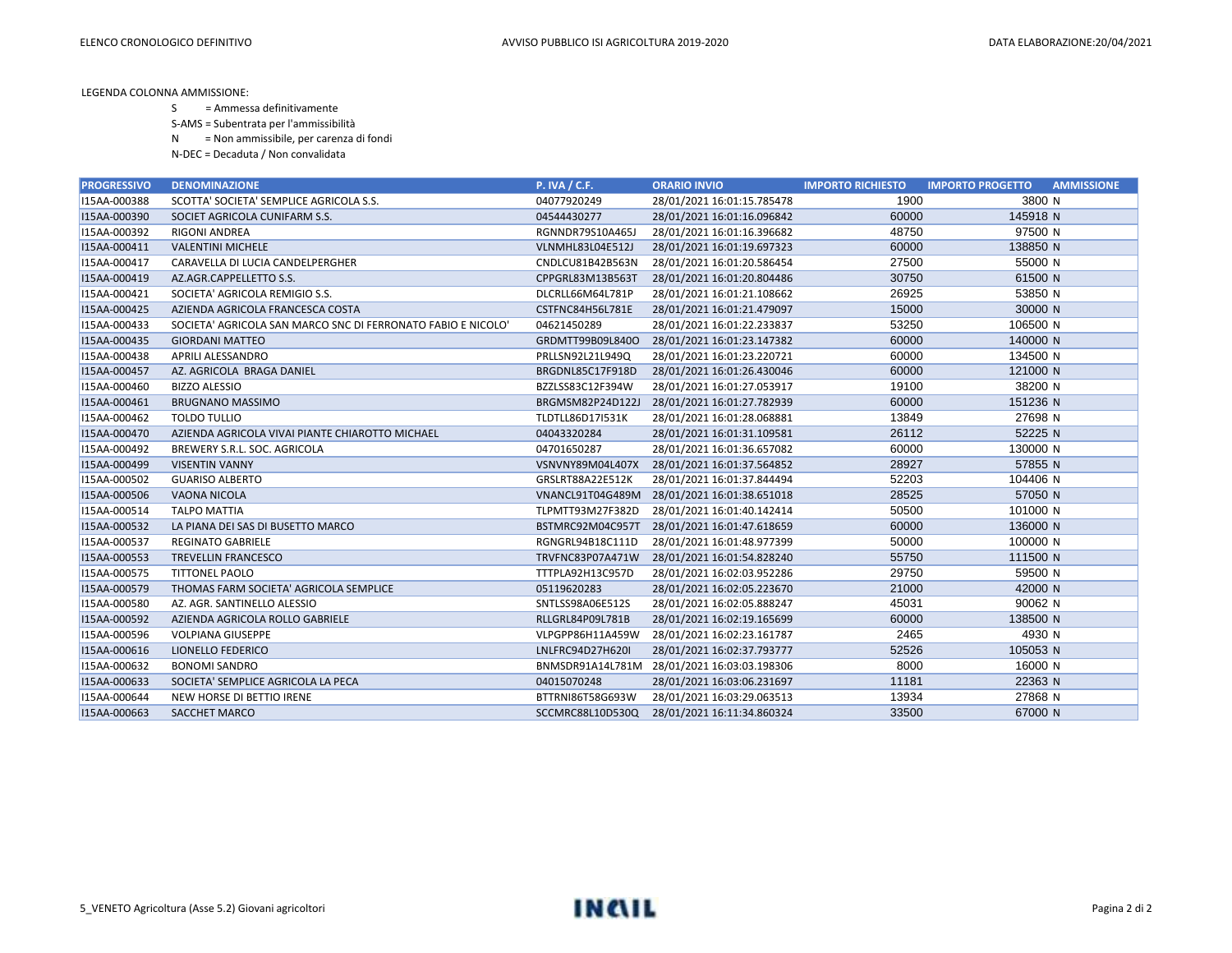LEGENDA COLONNA AMMISSIONE:

S = Ammessa definitivamente

S-AMS = Subentrata per l'ammissibilità

N = Non ammissibile, per carenza di fondi

N-DEC = Decaduta / Non convalidata

| PROGRESSIVO | DENOMINAZIONE | P. IVA / C.F. | ORARIO INVIO | IMPORTO RICHIESTO | IMPORTO PROGETTO | AMMISSIONE |
|---|---|---|---|---|---|---|
| I15AA-000388 | SCOTTA' SOCIETA' SEMPLICE AGRICOLA S.S. | 04077920249 | 28/01/2021 16:01:15.785478 | 1900 | 3800 | N |
| I15AA-000390 | SOCIET AGRICOLA CUNIFARM S.S. | 04544430277 | 28/01/2021 16:01:16.096842 | 60000 | 145918 | N |
| I15AA-000392 | RIGONI ANDREA | RGNNDR79S10A465J | 28/01/2021 16:01:16.396682 | 48750 | 97500 | N |
| I15AA-000411 | VALENTINI MICHELE | VLNMHL83L04E512J | 28/01/2021 16:01:19.697323 | 60000 | 138850 | N |
| I15AA-000417 | CARAVELLA DI LUCIA CANDELPERGHER | CNDLCU81B42B563N | 28/01/2021 16:01:20.586454 | 27500 | 55000 | N |
| I15AA-000419 | AZ.AGR.CAPPELLETTO S.S. | CPPGRL83M13B563T | 28/01/2021 16:01:20.804486 | 30750 | 61500 | N |
| I15AA-000421 | SOCIETA' AGRICOLA REMIGIO S.S. | DLCRLL66M64L781P | 28/01/2021 16:01:21.108662 | 26925 | 53850 | N |
| I15AA-000425 | AZIENDA AGRICOLA FRANCESCA COSTA | CSTFNC84H56L781E | 28/01/2021 16:01:21.479097 | 15000 | 30000 | N |
| I15AA-000433 | SOCIETA' AGRICOLA SAN MARCO SNC DI FERRONATO FABIO E NICOLO' | 04621450289 | 28/01/2021 16:01:22.233837 | 53250 | 106500 | N |
| I15AA-000435 | GIORDANI MATTEO | GRDMTT99B09L840O | 28/01/2021 16:01:23.147382 | 60000 | 140000 | N |
| I15AA-000438 | APRILI ALESSANDRO | PRLLSN92L21L949Q | 28/01/2021 16:01:23.220721 | 60000 | 134500 | N |
| I15AA-000457 | AZ. AGRICOLA BRAGA DANIEL | BRGDNL85C17F918D | 28/01/2021 16:01:26.430046 | 60000 | 121000 | N |
| I15AA-000460 | BIZZO ALESSIO | BZZLSS83C12F394W | 28/01/2021 16:01:27.053917 | 19100 | 38200 | N |
| I15AA-000461 | BRUGNANO MASSIMO | BRGMSM82P24D122J | 28/01/2021 16:01:27.782939 | 60000 | 151236 | N |
| I15AA-000462 | TOLDO TULLIO | TLDTLL86D17I531K | 28/01/2021 16:01:28.068881 | 13849 | 27698 | N |
| I15AA-000470 | AZIENDA AGRICOLA VIVAI PIANTE CHIAROTTO MICHAEL | 04043320284 | 28/01/2021 16:01:31.109581 | 26112 | 52225 | N |
| I15AA-000492 | BREWERY S.R.L. SOC. AGRICOLA | 04701650287 | 28/01/2021 16:01:36.657082 | 60000 | 130000 | N |
| I15AA-000499 | VISENTIN VANNY | VSNVNY89M04L407X | 28/01/2021 16:01:37.564852 | 28927 | 57855 | N |
| I15AA-000502 | GUARISO ALBERTO | GRSLRT88A22E512K | 28/01/2021 16:01:37.844494 | 52203 | 104406 | N |
| I15AA-000506 | VAONA NICOLA | VNANCL91T04G489M | 28/01/2021 16:01:38.651018 | 28525 | 57050 | N |
| I15AA-000514 | TALPO MATTIA | TLPMTT93M27F382D | 28/01/2021 16:01:40.142414 | 50500 | 101000 | N |
| I15AA-000532 | LA PIANA DEI SAS DI BUSETTO MARCO | BSTMRC92M04C957T | 28/01/2021 16:01:47.618659 | 60000 | 136000 | N |
| I15AA-000537 | REGINATO GABRIELE | RGNGRL94B18C111D | 28/01/2021 16:01:48.977399 | 50000 | 100000 | N |
| I15AA-000553 | TREVELLIN FRANCESCO | TRVFNC83P07A471W | 28/01/2021 16:01:54.828240 | 55750 | 111500 | N |
| I15AA-000575 | TITTONEL PAOLO | TTTPLA92H13C957D | 28/01/2021 16:02:03.952286 | 29750 | 59500 | N |
| I15AA-000579 | THOMAS FARM SOCIETA' AGRICOLA SEMPLICE | 05119620283 | 28/01/2021 16:02:05.223670 | 21000 | 42000 | N |
| I15AA-000580 | AZ. AGR. SANTINELLO ALESSIO | SNTLSS98A06E512S | 28/01/2021 16:02:05.888247 | 45031 | 90062 | N |
| I15AA-000592 | AZIENDA AGRICOLA ROLLO GABRIELE | RLLGRL84P09L781B | 28/01/2021 16:02:19.165699 | 60000 | 138500 | N |
| I15AA-000596 | VOLPIANA GIUSEPPE | VLPGPP86H11A459W | 28/01/2021 16:02:23.161787 | 2465 | 4930 | N |
| I15AA-000616 | LIONELLO FEDERICO | LNLFRC94D27H620I | 28/01/2021 16:02:37.793777 | 52526 | 105053 | N |
| I15AA-000632 | BONOMI SANDRO | BNMSDR91A14L781M | 28/01/2021 16:03:03.198306 | 8000 | 16000 | N |
| I15AA-000633 | SOCIETA' SEMPLICE AGRICOLA LA PECA | 04015070248 | 28/01/2021 16:03:06.231697 | 11181 | 22363 | N |
| I15AA-000644 | NEW HORSE DI BETTIO IRENE | BTTRNI86T58G693W | 28/01/2021 16:03:29.063513 | 13934 | 27868 | N |
| I15AA-000663 | SACCHET MARCO | SCCMRC88L10D530Q | 28/01/2021 16:11:34.860324 | 33500 | 67000 | N |